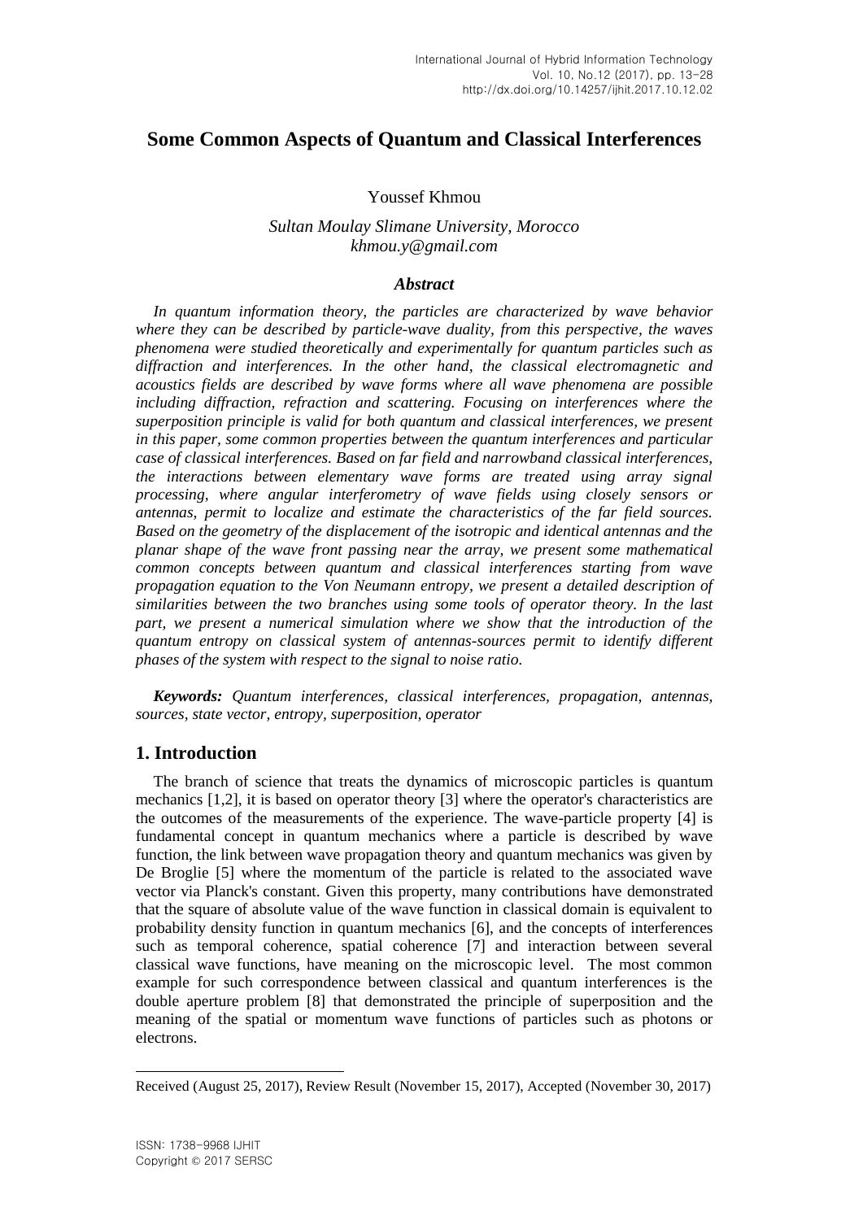# Some Common Aspects of Quantum and Classical Interferences

Youssef Khmou

*Sultan Moulay Slimane University, Morocco*
*khmou.y@gmail.com*

### *Abstract*

*In quantum information theory, the particles are characterized by wave behavior where they can be described by particle-wave duality, from this perspective, the waves phenomena were studied theoretically and experimentally for quantum particles such as diffraction and interferences. In the other hand, the classical electromagnetic and acoustics fields are described by wave forms where all wave phenomena are possible including diffraction, refraction and scattering. Focusing on interferences where the superposition principle is valid for both quantum and classical interferences, we present in this paper, some common properties between the quantum interferences and particular case of classical interferences. Based on far field and narrowband classical interferences, the interactions between elementary wave forms are treated using array signal processing, where angular interferometry of wave fields using closely sensors or antennas, permit to localize and estimate the characteristics of the far field sources. Based on the geometry of the displacement of the isotropic and identical antennas and the planar shape of the wave front passing near the array, we present some mathematical common concepts between quantum and classical interferences starting from wave propagation equation to the Von Neumann entropy, we present a detailed description of similarities between the two branches using some tools of operator theory. In the last part, we present a numerical simulation where we show that the introduction of the quantum entropy on classical system of antennas-sources permit to identify different phases of the system with respect to the signal to noise ratio.*

***Keywords:*** *Quantum interferences, classical interferences, propagation, antennas, sources, state vector, entropy, superposition, operator*

## 1. Introduction

The branch of science that treats the dynamics of microscopic particles is quantum mechanics [1,2], it is based on operator theory [3] where the operator's characteristics are the outcomes of the measurements of the experience. The wave-particle property [4] is fundamental concept in quantum mechanics where a particle is described by wave function, the link between wave propagation theory and quantum mechanics was given by De Broglie [5] where the momentum of the particle is related to the associated wave vector via Planck's constant. Given this property, many contributions have demonstrated that the square of absolute value of the wave function in classical domain is equivalent to probability density function in quantum mechanics [6], and the concepts of interferences such as temporal coherence, spatial coherence [7] and interaction between several classical wave functions, have meaning on the microscopic level. The most common example for such correspondence between classical and quantum interferences is the double aperture problem [8] that demonstrated the principle of superposition and the meaning of the spatial or momentum wave functions of particles such as photons or electrons.

---

Received (August 25, 2017), Review Result (November 15, 2017), Accepted (November 30, 2017)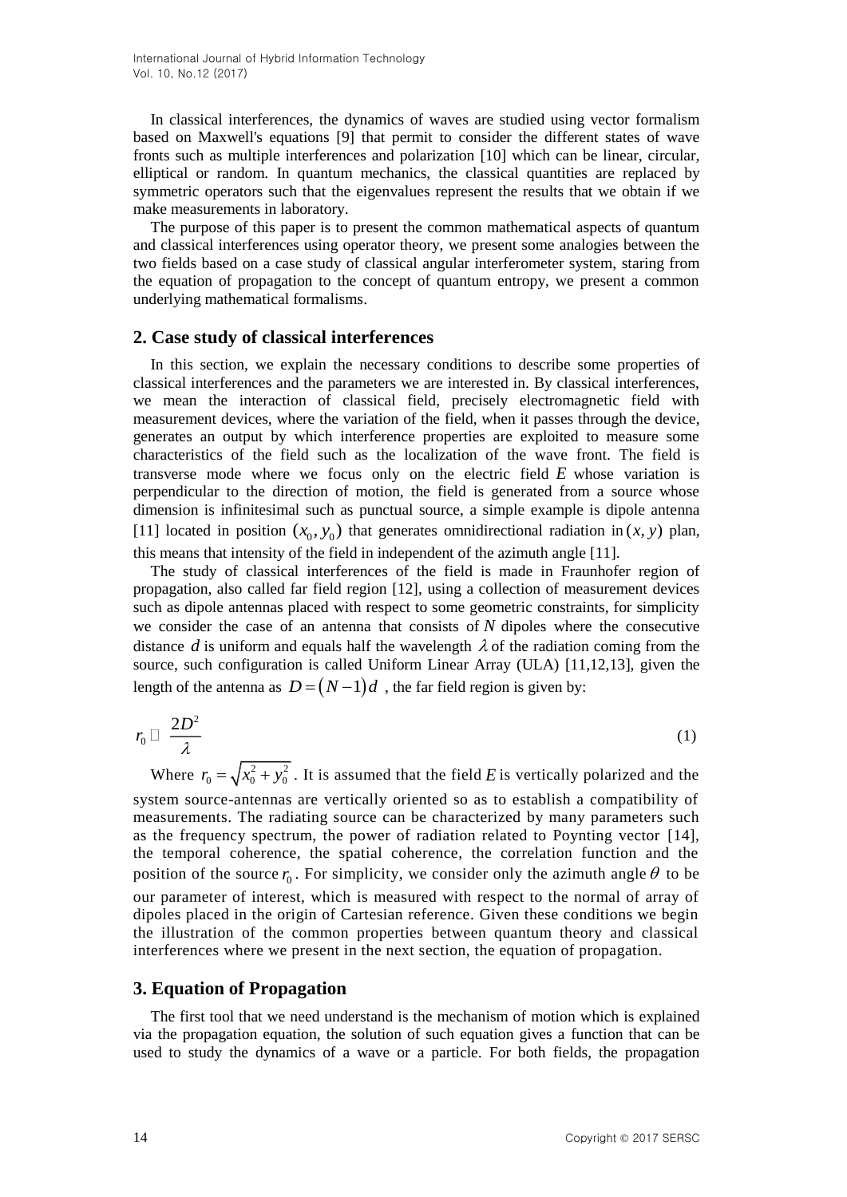In classical interferences, the dynamics of waves are studied using vector formalism based on Maxwell's equations [9] that permit to consider the different states of wave fronts such as multiple interferences and polarization [10] which can be linear, circular, elliptical or random. In quantum mechanics, the classical quantities are replaced by symmetric operators such that the eigenvalues represent the results that we obtain if we make measurements in laboratory.

The purpose of this paper is to present the common mathematical aspects of quantum and classical interferences using operator theory, we present some analogies between the two fields based on a case study of classical angular interferometer system, staring from the equation of propagation to the concept of quantum entropy, we present a common underlying mathematical formalisms.

## 2. Case study of classical interferences

In this section, we explain the necessary conditions to describe some properties of classical interferences and the parameters we are interested in. By classical interferences, we mean the interaction of classical field, precisely electromagnetic field with measurement devices, where the variation of the field, when it passes through the device, generates an output by which interference properties are exploited to measure some characteristics of the field such as the localization of the wave front. The field is transverse mode where we focus only on the electric field $E$ whose variation is perpendicular to the direction of motion, the field is generated from a source whose dimension is infinitesimal such as punctual source, a simple example is dipole antenna [11] located in position $(x_0, y_0)$ that generates omnidirectional radiation in $(x, y)$ plan, this means that intensity of the field in independent of the azimuth angle [11].

The study of classical interferences of the field is made in Fraunhofer region of propagation, also called far field region [12], using a collection of measurement devices such as dipole antennas placed with respect to some geometric constraints, for simplicity we consider the case of an antenna that consists of $N$ dipoles where the consecutive distance $d$ is uniform and equals half the wavelength $\lambda$ of the radiation coming from the source, such configuration is called Uniform Linear Array (ULA) [11,12,13], given the length of the antenna as $D = (N-1)d$ , the far field region is given by:

$$r_0 \gg \frac{2D^2}{\lambda} \tag{1}$$

Where $r_0 = \sqrt{x_0^2 + y_0^2}$ . It is assumed that the field $E$ is vertically polarized and the system source-antennas are vertically oriented so as to establish a compatibility of measurements. The radiating source can be characterized by many parameters such as the frequency spectrum, the power of radiation related to Poynting vector [14], the temporal coherence, the spatial coherence, the correlation function and the position of the source $r_0$. For simplicity, we consider only the azimuth angle $\theta$ to be our parameter of interest, which is measured with respect to the normal of array of dipoles placed in the origin of Cartesian reference. Given these conditions we begin the illustration of the common properties between quantum theory and classical interferences where we present in the next section, the equation of propagation.

## 3. Equation of Propagation

The first tool that we need understand is the mechanism of motion which is explained via the propagation equation, the solution of such equation gives a function that can be used to study the dynamics of a wave or a particle. For both fields, the propagation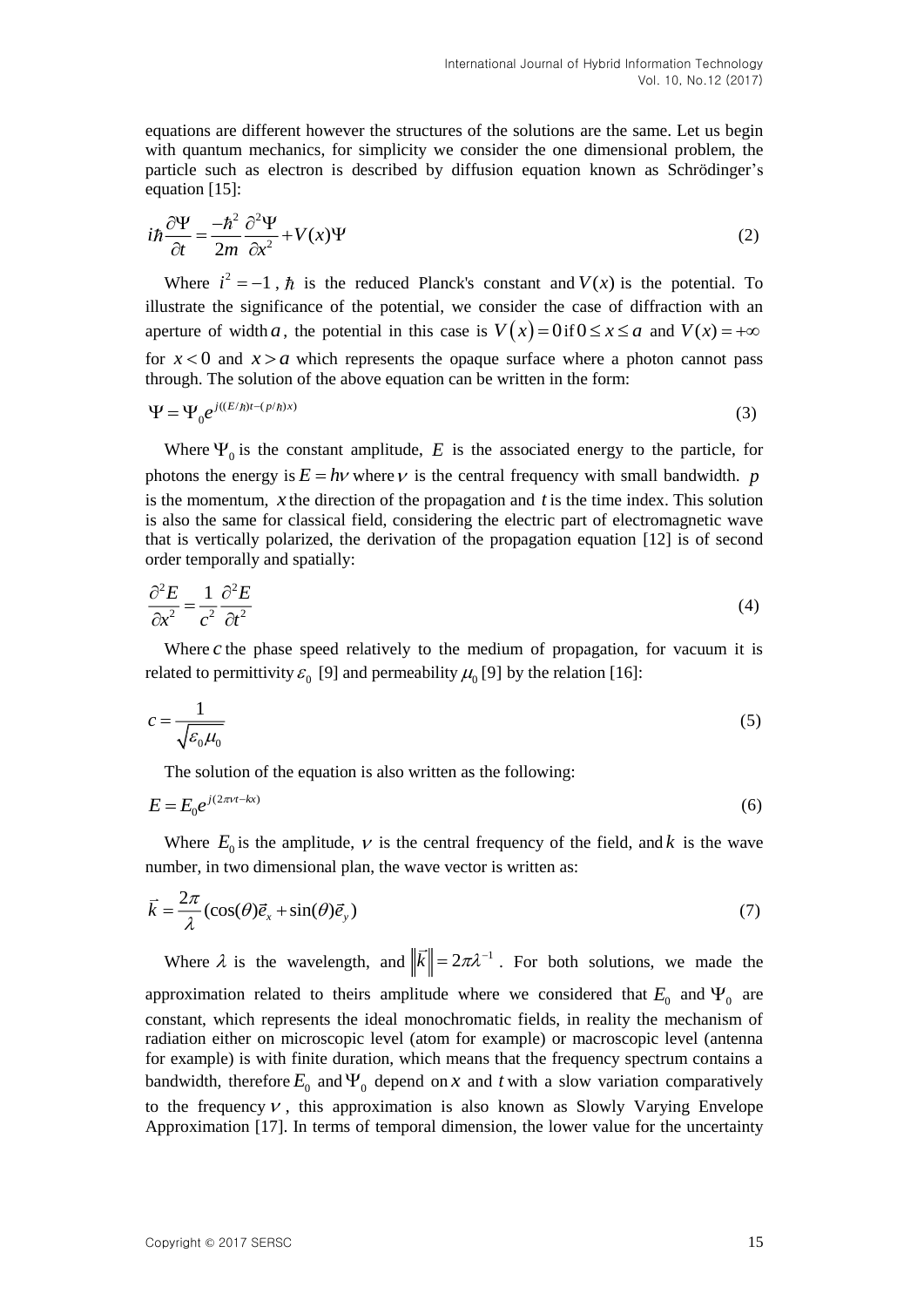equations are different however the structures of the solutions are the same. Let us begin with quantum mechanics, for simplicity we consider the one dimensional problem, the particle such as electron is described by diffusion equation known as Schrödinger's equation [15]:

$$i\hbar\frac{\partial\Psi}{\partial t}=\frac{-\hbar^2}{2m}\frac{\partial^2\Psi}{\partial x^2}+V(x)\Psi \tag{2}$$

Where $i^2=-1$, $\hbar$ is the reduced Planck's constant and $V(x)$ is the potential. To illustrate the significance of the potential, we consider the case of diffraction with an aperture of width $a$, the potential in this case is $V(x)=0$ if $0\le x\le a$ and $V(x)=+\infty$ for $x<0$ and $x>a$ which represents the opaque surface where a photon cannot pass through. The solution of the above equation can be written in the form:

$$\Psi=\Psi_0 e^{j((E/\hbar)t-(p/\hbar)x)} \tag{3}$$

Where $\Psi_0$ is the constant amplitude, $E$ is the associated energy to the particle, for photons the energy is $E=h\nu$ where $\nu$ is the central frequency with small bandwidth. $p$ is the momentum, $x$ the direction of the propagation and $t$ is the time index. This solution is also the same for classical field, considering the electric part of electromagnetic wave that is vertically polarized, the derivation of the propagation equation [12] is of second order temporally and spatially:

$$\frac{\partial^2 E}{\partial x^2}=\frac{1}{c^2}\frac{\partial^2 E}{\partial t^2} \tag{4}$$

Where $c$ the phase speed relatively to the medium of propagation, for vacuum it is related to permittivity $\varepsilon_0$ [9] and permeability $\mu_0$ [9] by the relation [16]:

$$c=\frac{1}{\sqrt{\varepsilon_0\mu_0}} \tag{5}$$

The solution of the equation is also written as the following:

$$E=E_0 e^{j(2\pi\nu t-kx)} \tag{6}$$

Where $E_0$ is the amplitude, $\nu$ is the central frequency of the field, and $k$ is the wave number, in two dimensional plan, the wave vector is written as:

$$\vec{k}=\frac{2\pi}{\lambda}(\cos(\theta)\vec{e}_x+\sin(\theta)\vec{e}_y) \tag{7}$$

Where $\lambda$ is the wavelength, and $\|\vec{k}\|=2\pi\lambda^{-1}$. For both solutions, we made the approximation related to theirs amplitude where we considered that $E_0$ and $\Psi_0$ are constant, which represents the ideal monochromatic fields, in reality the mechanism of radiation either on microscopic level (atom for example) or macroscopic level (antenna for example) is with finite duration, which means that the frequency spectrum contains a bandwidth, therefore $E_0$ and $\Psi_0$ depend on $x$ and $t$ with a slow variation comparatively to the frequency $\nu$, this approximation is also known as Slowly Varying Envelope Approximation [17]. In terms of temporal dimension, the lower value for the uncertainty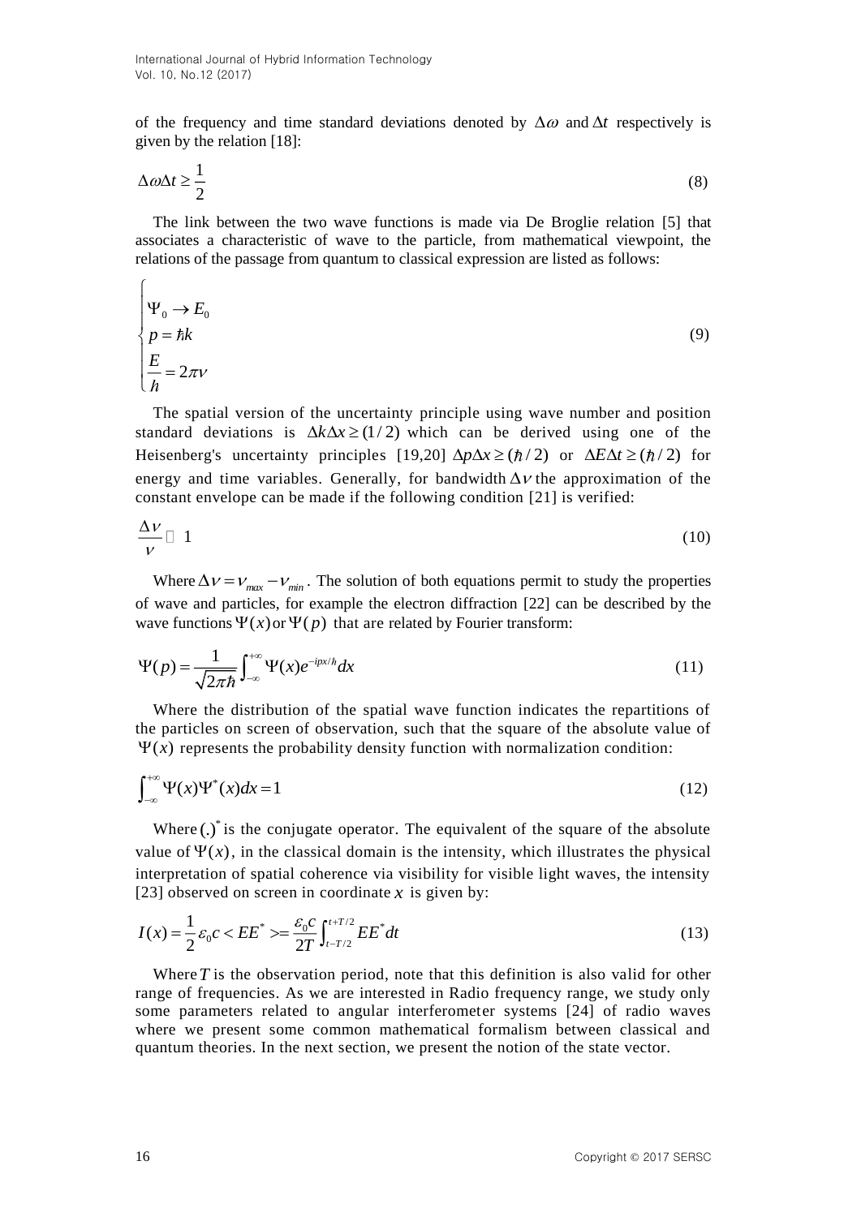of the frequency and time standard deviations denoted by $\Delta\omega$ and $\Delta t$ respectively is given by the relation [18]:

$$\Delta\omega\Delta t \geq \frac{1}{2} \tag{8}$$

The link between the two wave functions is made via De Broglie relation [5] that associates a characteristic of wave to the particle, from mathematical viewpoint, the relations of the passage from quantum to classical expression are listed as follows:

$$\begin{cases} \Psi_0 \rightarrow E_0 \\ p = \hbar k \\ \dfrac{E}{\hbar} = 2\pi\nu \end{cases} \tag{9}$$

The spatial version of the uncertainty principle using wave number and position standard deviations is $\Delta k \Delta x \geq (1/2)$ which can be derived using one of the Heisenberg's uncertainty principles [19,20] $\Delta p \Delta x \geq (\hbar/2)$ or $\Delta E \Delta t \geq (\hbar/2)$ for energy and time variables. Generally, for bandwidth $\Delta\nu$ the approximation of the constant envelope can be made if the following condition [21] is verified:

$$\frac{\Delta\nu}{\nu} \ll 1 \tag{10}$$

Where $\Delta\nu = \nu_{max} - \nu_{min}$. The solution of both equations permit to study the properties of wave and particles, for example the electron diffraction [22] can be described by the wave functions $\Psi(x)$ or $\Psi(p)$ that are related by Fourier transform:

$$\Psi(p) = \frac{1}{\sqrt{2\pi\hbar}} \int_{-\infty}^{+\infty} \Psi(x) e^{-ipx/\hbar} dx \tag{11}$$

Where the distribution of the spatial wave function indicates the repartitions of the particles on screen of observation, such that the square of the absolute value of $\Psi(x)$ represents the probability density function with normalization condition:

$$\int_{-\infty}^{+\infty} \Psi(x) \Psi^*(x) dx = 1 \tag{12}$$

Where $(.)^*$ is the conjugate operator. The equivalent of the square of the absolute value of $\Psi(x)$, in the classical domain is the intensity, which illustrates the physical interpretation of spatial coherence via visibility for visible light waves, the intensity [23] observed on screen in coordinate $x$ is given by:

$$I(x) = \frac{1}{2}\varepsilon_0 c < EE^* > = \frac{\varepsilon_0 c}{2T} \int_{t-T/2}^{t+T/2} EE^* dt \tag{13}$$

Where $T$ is the observation period, note that this definition is also valid for other range of frequencies. As we are interested in Radio frequency range, we study only some parameters related to angular interferometer systems [24] of radio waves where we present some common mathematical formalism between classical and quantum theories. In the next section, we present the notion of the state vector.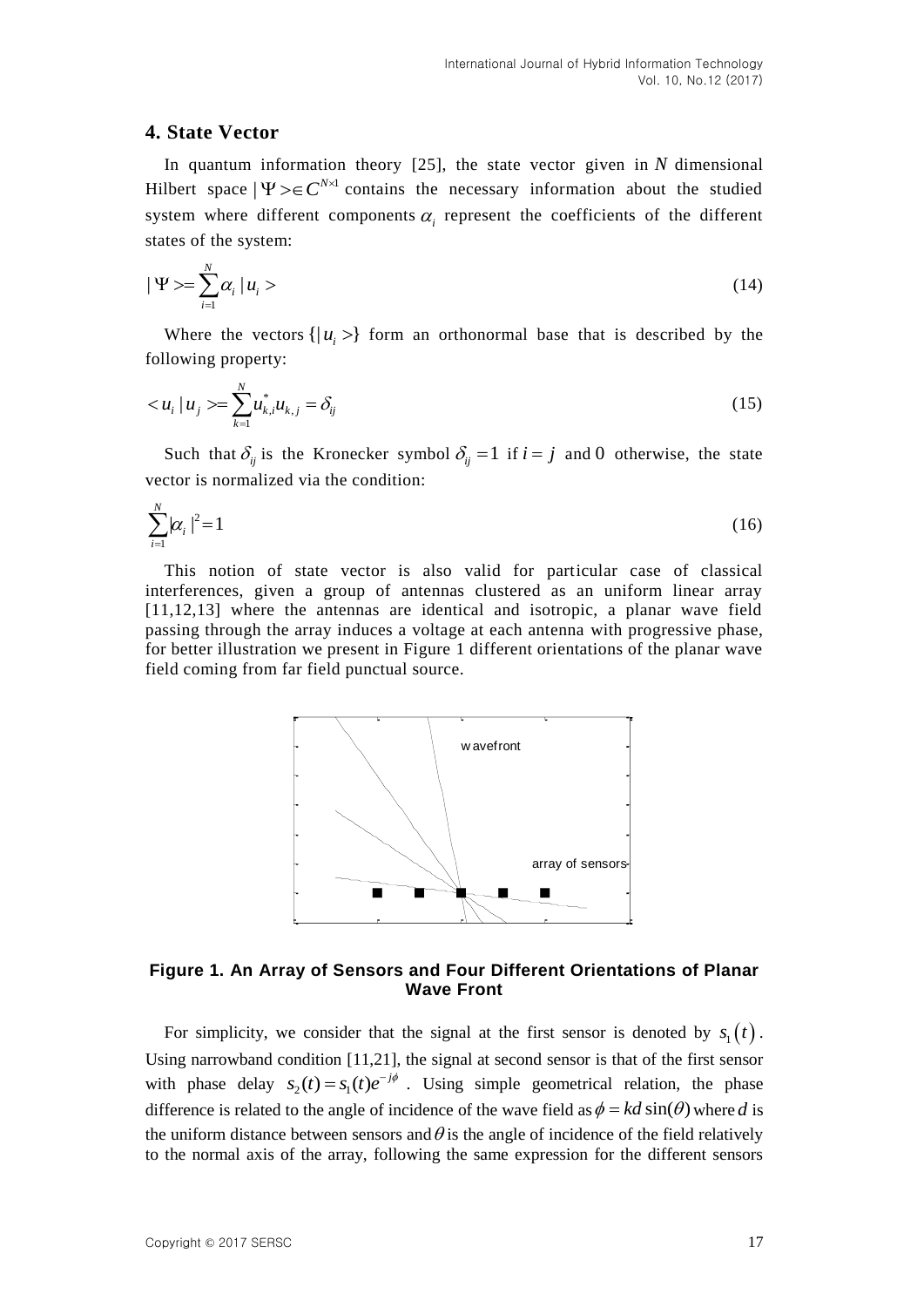## 4. State Vector

In quantum information theory [25], the state vector given in $N$ dimensional Hilbert space $|\Psi> \in C^{N\times 1}$ contains the necessary information about the studied system where different components $\alpha_i$ represent the coefficients of the different states of the system:

$$|\Psi> = \sum_{i=1}^{N} \alpha_i |u_i> \tag{14}$$

Where the vectors $\{|u_i>\}$ form an orthonormal base that is described by the following property:

$$<u_i|u_j> = \sum_{k=1}^{N} u_{k,i}^{*} u_{k,j} = \delta_{ij} \tag{15}$$

Such that $\delta_{ij}$ is the Kronecker symbol $\delta_{ij} = 1$ if $i = j$ and $0$ otherwise, the state vector is normalized via the condition:

$$\sum_{i=1}^{N} |\alpha_i|^2 = 1 \tag{16}$$

This notion of state vector is also valid for particular case of classical interferences, given a group of antennas clustered as an uniform linear array [11,12,13] where the antennas are identical and isotropic, a planar wave field passing through the array induces a voltage at each antenna with progressive phase, for better illustration we present in Figure 1 different orientations of the planar wave field coming from far field punctual source.

**Figure 1. An Array of Sensors and Four Different Orientations of Planar Wave Front**

For simplicity, we consider that the signal at the first sensor is denoted by $s_1(t)$. Using narrowband condition [11,21], the signal at second sensor is that of the first sensor with phase delay $s_2(t) = s_1(t)e^{-j\phi}$. Using simple geometrical relation, the phase difference is related to the angle of incidence of the wave field as $\phi = kd\sin(\theta)$ where $d$ is the uniform distance between sensors and $\theta$ is the angle of incidence of the field relatively to the normal axis of the array, following the same expression for the different sensors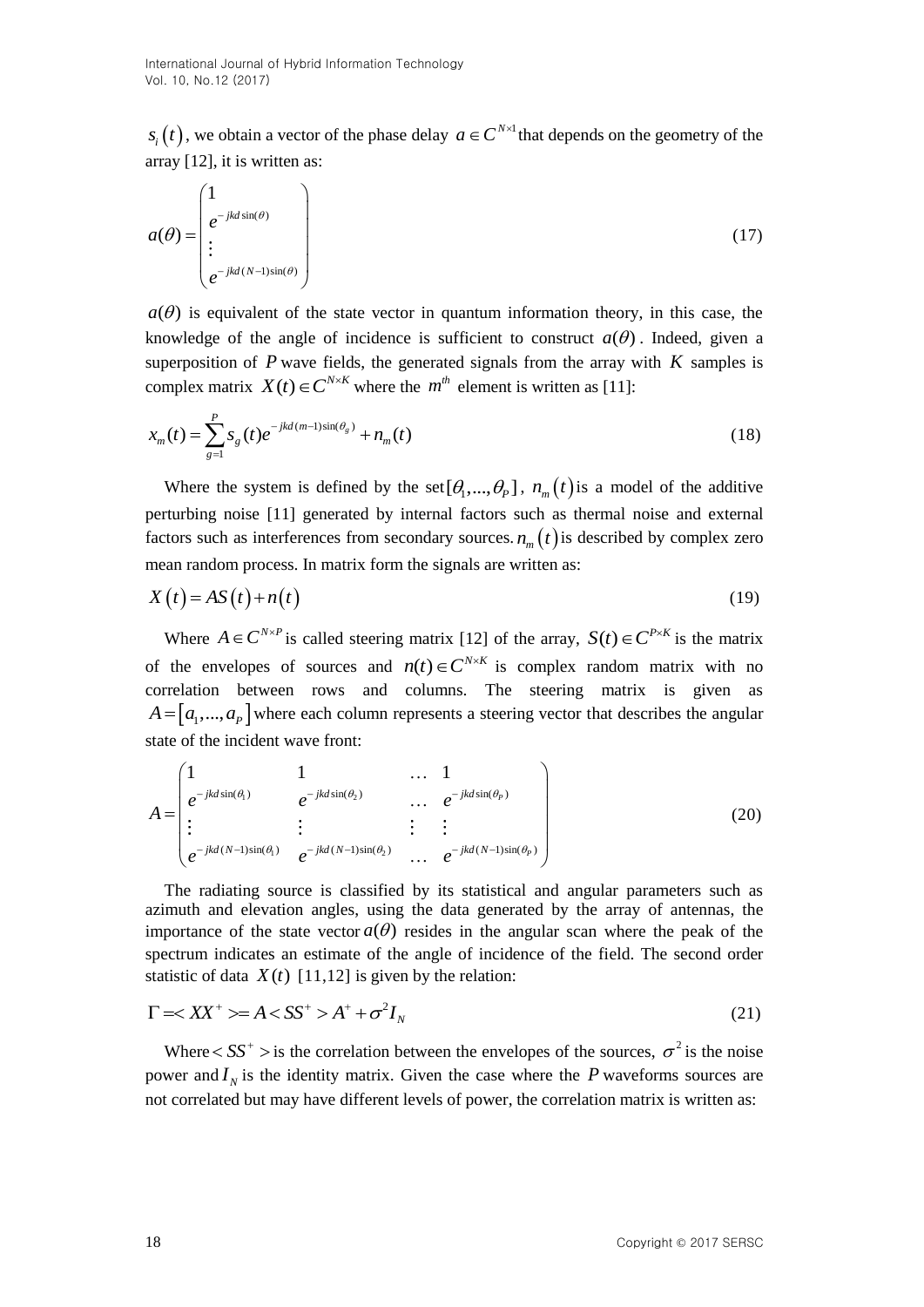$s_i(t)$, we obtain a vector of the phase delay $a \in C^{N\times1}$ that depends on the geometry of the array [12], it is written as:

$$a(\theta) = \begin{pmatrix} 1 \\ e^{-jkd\sin(\theta)} \\ \vdots \\ e^{-jkd(N-1)\sin(\theta)} \end{pmatrix} \tag{17}$$

$a(\theta)$ is equivalent of the state vector in quantum information theory, in this case, the knowledge of the angle of incidence is sufficient to construct $a(\theta)$. Indeed, given a superposition of $P$ wave fields, the generated signals from the array with $K$ samples is complex matrix $X(t) \in C^{N\times K}$ where the $m^{th}$ element is written as [11]:

$$x_m(t) = \sum_{g=1}^{P} s_g(t) e^{-jkd(m-1)\sin(\theta_g)} + n_m(t) \tag{18}$$

Where the system is defined by the set $[\theta_1, ..., \theta_P]$, $n_m(t)$ is a model of the additive perturbing noise [11] generated by internal factors such as thermal noise and external factors such as interferences from secondary sources. $n_m(t)$ is described by complex zero mean random process. In matrix form the signals are written as:

$$X(t) = AS(t) + n(t) \tag{19}$$

Where $A \in C^{N\times P}$ is called steering matrix [12] of the array, $S(t) \in C^{P\times K}$ is the matrix of the envelopes of sources and $n(t) \in C^{N\times K}$ is complex random matrix with no correlation between rows and columns. The steering matrix is given as $A = [a_1, ..., a_P]$ where each column represents a steering vector that describes the angular state of the incident wave front:

$$A = \begin{pmatrix} 1 & 1 & \dots & 1 \\ e^{-jkd\sin(\theta_1)} & e^{-jkd\sin(\theta_2)} & \dots & e^{-jkd\sin(\theta_P)} \\ \vdots & \vdots & \vdots & \vdots \\ e^{-jkd(N-1)\sin(\theta_1)} & e^{-jkd(N-1)\sin(\theta_2)} & \dots & e^{-jkd(N-1)\sin(\theta_P)} \end{pmatrix} \tag{20}$$

The radiating source is classified by its statistical and angular parameters such as azimuth and elevation angles, using the data generated by the array of antennas, the importance of the state vector $a(\theta)$ resides in the angular scan where the peak of the spectrum indicates an estimate of the angle of incidence of the field. The second order statistic of data $X(t)$ [11,12] is given by the relation:

$$\Gamma = < XX^+ > = A < SS^+ > A^+ + \sigma^2 I_N \tag{21}$$

Where $< SS^+ >$ is the correlation between the envelopes of the sources, $\sigma^2$ is the noise power and $I_N$ is the identity matrix. Given the case where the $P$ waveforms sources are not correlated but may have different levels of power, the correlation matrix is written as: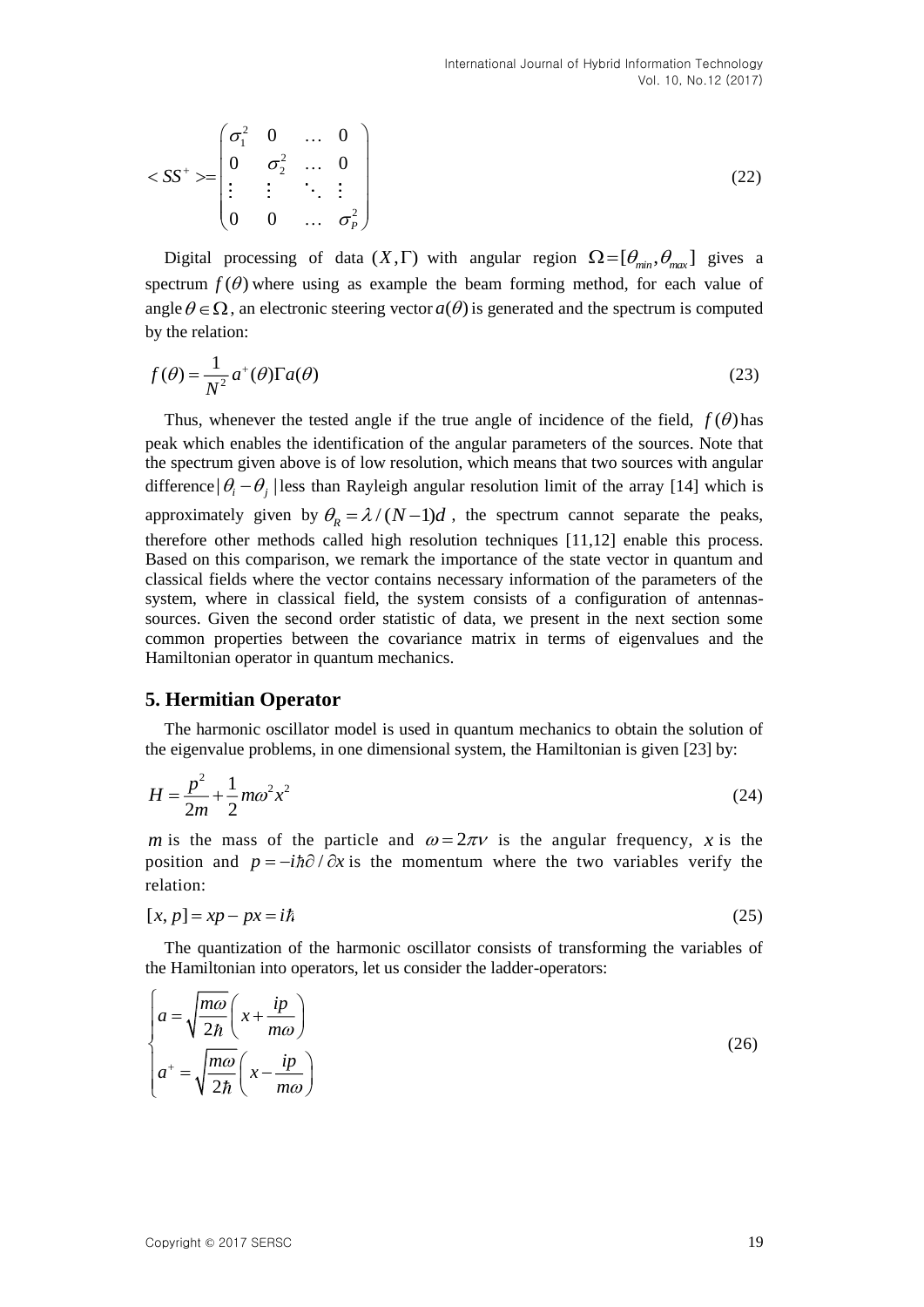$$< SS^{+} >= \begin{pmatrix} \sigma_1^2 & 0 & \dots & 0 \\ 0 & \sigma_2^2 & \dots & 0 \\ \vdots & \vdots & \ddots & \vdots \\ 0 & 0 & \dots & \sigma_P^2 \end{pmatrix} \tag{22}$$

Digital processing of data $(X,\Gamma)$ with angular region $\Omega=[\theta_{min},\theta_{max}]$ gives a spectrum $f(\theta)$ where using as example the beam forming method, for each value of angle $\theta \in \Omega$, an electronic steering vector $a(\theta)$ is generated and the spectrum is computed by the relation:

$$f(\theta)=\frac{1}{N^2}a^{+}(\theta)\Gamma a(\theta) \tag{23}$$

Thus, whenever the tested angle if the true angle of incidence of the field, $f(\theta)$ has peak which enables the identification of the angular parameters of the sources. Note that the spectrum given above is of low resolution, which means that two sources with angular difference $|\theta_i-\theta_j|$ less than Rayleigh angular resolution limit of the array [14] which is approximately given by $\theta_R=\lambda/(N-1)d$, the spectrum cannot separate the peaks, therefore other methods called high resolution techniques [11,12] enable this process. Based on this comparison, we remark the importance of the state vector in quantum and classical fields where the vector contains necessary information of the parameters of the system, where in classical field, the system consists of a configuration of antennas-sources. Given the second order statistic of data, we present in the next section some common properties between the covariance matrix in terms of eigenvalues and the Hamiltonian operator in quantum mechanics.

## 5. Hermitian Operator

The harmonic oscillator model is used in quantum mechanics to obtain the solution of the eigenvalue problems, in one dimensional system, the Hamiltonian is given [23] by:

$$H=\frac{p^2}{2m}+\frac{1}{2}m\omega^2x^2 \tag{24}$$

$m$ is the mass of the particle and $\omega=2\pi\nu$ is the angular frequency, $x$ is the position and $p=-i\hbar\partial/\partial x$ is the momentum where the two variables verify the relation:

$$[x,p]=xp-px=i\hbar \tag{25}$$

The quantization of the harmonic oscillator consists of transforming the variables of the Hamiltonian into operators, let us consider the ladder-operators:

$$\begin{cases} a=\sqrt{\dfrac{m\omega}{2\hbar}}\left(x+\dfrac{ip}{m\omega}\right) \\ a^{+}=\sqrt{\dfrac{m\omega}{2\hbar}}\left(x-\dfrac{ip}{m\omega}\right) \end{cases} \tag{26}$$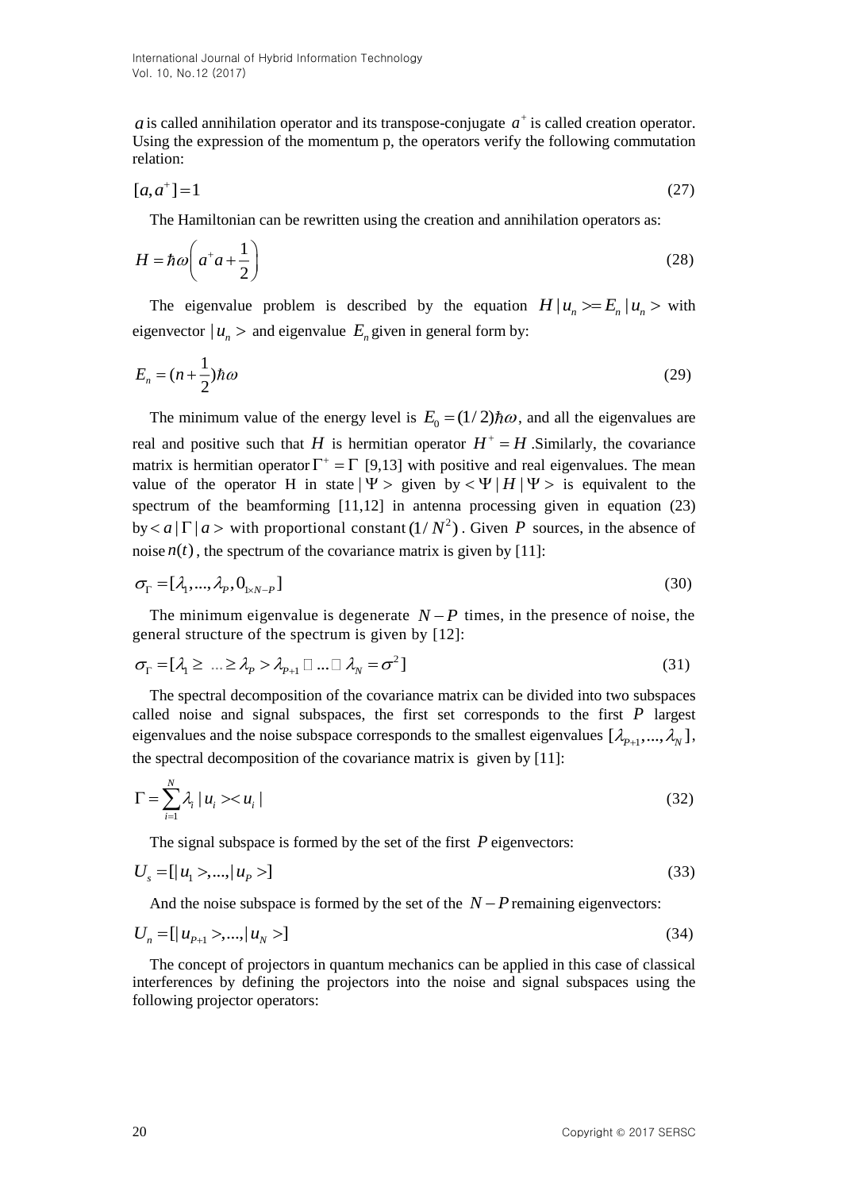$a$ is called annihilation operator and its transpose-conjugate $a^+$ is called creation operator. Using the expression of the momentum p, the operators verify the following commutation relation:

$$[a, a^+] = 1 \tag{27}$$

The Hamiltonian can be rewritten using the creation and annihilation operators as:

$$H = \hbar\omega\left(a^+ a + \frac{1}{2}\right) \tag{28}$$

The eigenvalue problem is described by the equation $H|u_n> = E_n|u_n>$ with eigenvector $|u_n>$ and eigenvalue $E_n$ given in general form by:

$$E_n = (n + \frac{1}{2})\hbar\omega \tag{29}$$

The minimum value of the energy level is $E_0 = (1/2)\hbar\omega$, and all the eigenvalues are real and positive such that $H$ is hermitian operator $H^+ = H$. Similarly, the covariance matrix is hermitian operator $\Gamma^+ = \Gamma$ [9,13] with positive and real eigenvalues. The mean value of the operator H in state $|\Psi>$ given by $<\Psi|H|\Psi>$ is equivalent to the spectrum of the beamforming [11,12] in antenna processing given in equation (23) by $<a|\Gamma|a>$ with proportional constant $(1/N^2)$. Given $P$ sources, in the absence of noise $n(t)$, the spectrum of the covariance matrix is given by [11]:

$$\sigma_\Gamma = [\lambda_1, ..., \lambda_P, 0_{1\times N-P}] \tag{30}$$

The minimum eigenvalue is degenerate $N-P$ times, in the presence of noise, the general structure of the spectrum is given by [12]:

$$\sigma_\Gamma = [\lambda_1 \geq \ ... \geq \lambda_P > \lambda_{P+1} \cong ... \cong \lambda_N = \sigma^2] \tag{31}$$

The spectral decomposition of the covariance matrix can be divided into two subspaces called noise and signal subspaces, the first set corresponds to the first $P$ largest eigenvalues and the noise subspace corresponds to the smallest eigenvalues $[\lambda_{P+1}, ..., \lambda_N]$, the spectral decomposition of the covariance matrix is given by [11]:

$$\Gamma = \sum_{i=1}^{N} \lambda_i |u_i><u_i| \tag{32}$$

The signal subspace is formed by the set of the first $P$ eigenvectors:

$$U_s = [|u_1>, ..., |u_P>] \tag{33}$$

And the noise subspace is formed by the set of the $N-P$ remaining eigenvectors:

$$U_n = [|u_{P+1}>, ..., |u_N>] \tag{34}$$

The concept of projectors in quantum mechanics can be applied in this case of classical interferences by defining the projectors into the noise and signal subspaces using the following projector operators: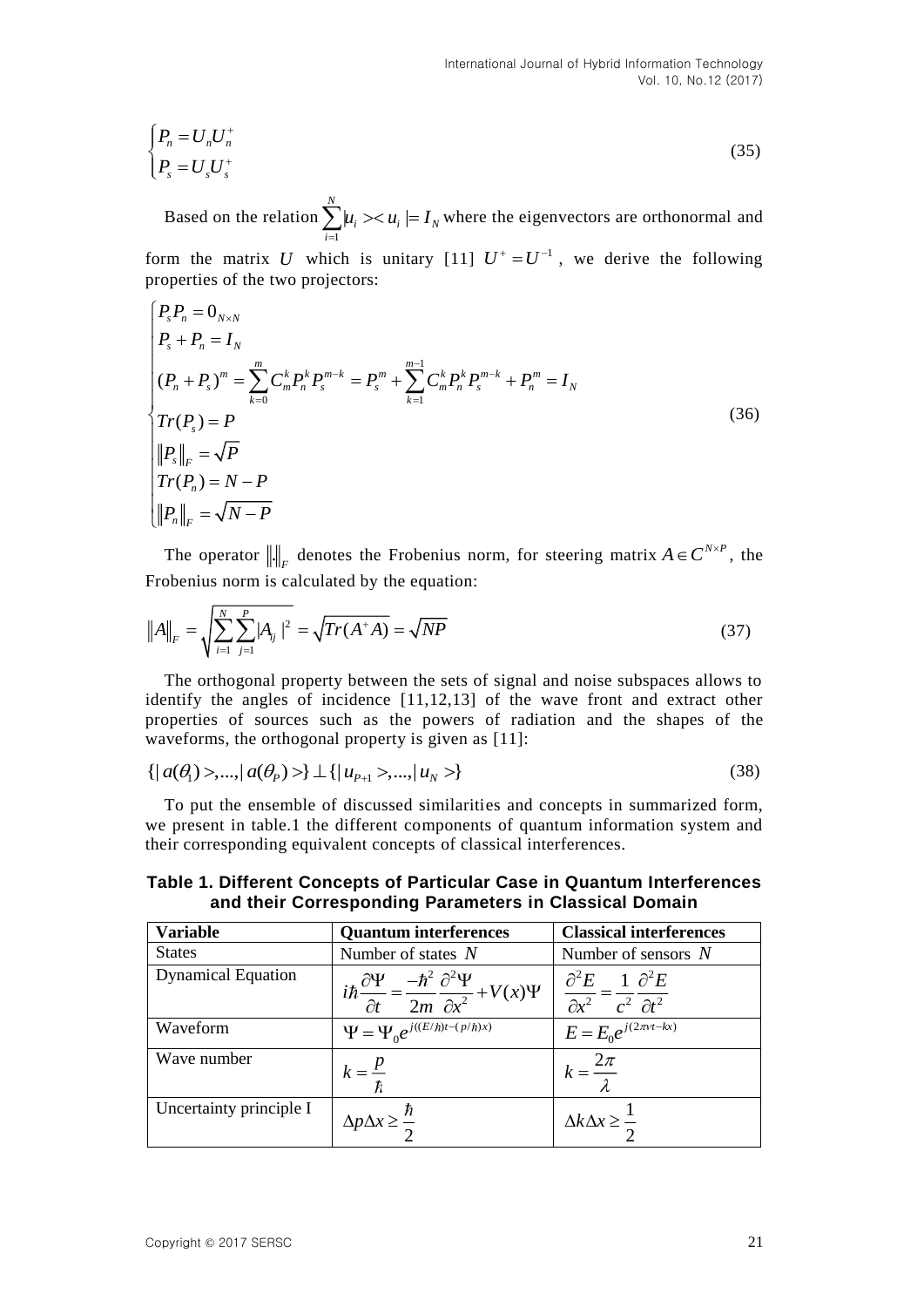$$
\begin{cases} P_n = U_n U_n^+ \\ P_s = U_s U_s^+ \end{cases} \tag{35}
$$

Based on the relation $\sum_{i=1}^{N} |u_i >< u_i | = I_N$ where the eigenvectors are orthonormal and form the matrix $U$ which is unitary [11] $U^+ = U^{-1}$, we derive the following properties of the two projectors:

$$
\begin{cases} P_s P_n = 0_{N \times N} \\ P_s + P_n = I_N \\ (P_n + P_s)^m = \sum_{k=0}^{m} C_m^k P_n^k P_s^{m-k} = P_s^m + \sum_{k=1}^{m-1} C_m^k P_n^k P_s^{m-k} + P_n^m = I_N \\ Tr(P_s) = P \\ \|P_s\|_F = \sqrt{P} \\ Tr(P_n) = N - P \\ \|P_n\|_F = \sqrt{N-P} \end{cases} \tag{36}
$$

The operator $\|.\|_F$ denotes the Frobenius norm, for steering matrix $A \in C^{N \times P}$, the Frobenius norm is calculated by the equation:

$$
\|A\|_F = \sqrt{\sum_{i=1}^{N} \sum_{j=1}^{P} |A_{ij}|^2} = \sqrt{Tr(A^+ A)} = \sqrt{NP} \tag{37}
$$

The orthogonal property between the sets of signal and noise subspaces allows to identify the angles of incidence [11,12,13] of the wave front and extract other properties of sources such as the powers of radiation and the shapes of the waveforms, the orthogonal property is given as [11]:

$$
\{|a(\theta_1)>, ..., |a(\theta_P)>\} \perp \{|u_{P+1}>, ..., |u_N>\} \tag{38}
$$

To put the ensemble of discussed similarities and concepts in summarized form, we present in table.1 the different components of quantum information system and their corresponding equivalent concepts of classical interferences.

**Table 1. Different Concepts of Particular Case in Quantum Interferences and their Corresponding Parameters in Classical Domain**

| Variable | Quantum interferences | Classical interferences |
|---|---|---|
| States | Number of states $N$ | Number of sensors $N$ |
| Dynamical Equation | $i\hbar \frac{\partial \Psi}{\partial t} = \frac{-\hbar^2}{2m} \frac{\partial^2 \Psi}{\partial x^2} + V(x)\Psi$ | $\frac{\partial^2 E}{\partial x^2} = \frac{1}{c^2} \frac{\partial^2 E}{\partial t^2}$ |
| Waveform | $\Psi = \Psi_0 e^{j((E/\hbar)t - (p/\hbar)x)}$ | $E = E_0 e^{j(2\pi v t - kx)}$ |
| Wave number | $k = \frac{p}{\hbar}$ | $k = \frac{2\pi}{\lambda}$ |
| Uncertainty principle I | $\Delta p \Delta x \geq \frac{\hbar}{2}$ | $\Delta k \Delta x \geq \frac{1}{2}$ |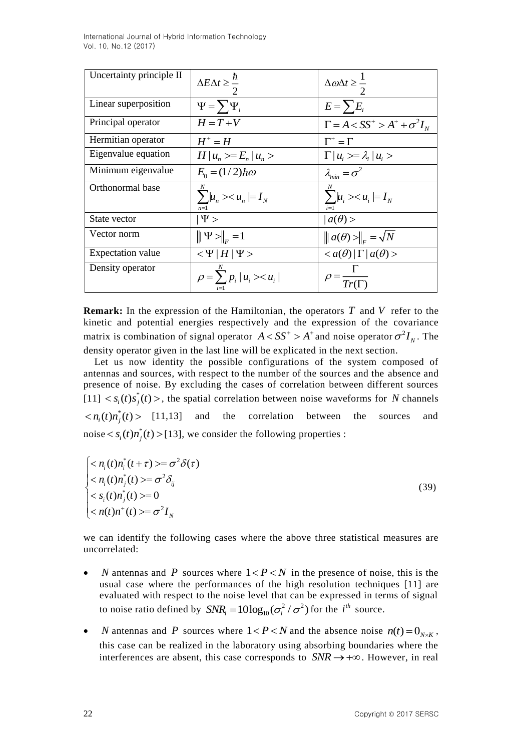| Uncertainty principle II | $\Delta E \Delta t \geq \frac{\hbar}{2}$ | $\Delta \omega \Delta t \geq \frac{1}{2}$ |
|---|---|---|
| Linear superposition | $\Psi = \sum \Psi_i$ | $E = \sum E_i$ |
| Principal operator | $H = T + V$ | $\Gamma = A < SS^+ > A^+ + \sigma^2 I_N$ |
| Hermitian operator | $H^+ = H$ | $\Gamma^+ = \Gamma$ |
| Eigenvalue equation | $H \| u_n >= E_n \| u_n >$ | $\Gamma \| u_i >= \lambda_i \| u_i >$ |
| Minimum eigenvalue | $E_0 = (1/2)\hbar\omega$ | $\lambda_{min} = \sigma^2$ |
| Orthonormal base | $\sum_{n=1}^{N} \|u_n >< u_n \|= I_N$ | $\sum_{i=1}^{N} \|u_i >< u_i \|= I_N$ |
| State vector | $\| \Psi >$ | $\| a(\theta) >$ |
| Vector norm | $\left\| \| \Psi > \right\|_F = 1$ | $\left\| \| a(\theta) > \right\|_F = \sqrt{N}$ |
| Expectation value | $< \Psi \| H \| \Psi >$ | $< a(\theta) \| \Gamma \| a(\theta) >$ |
| Density operator | $\rho = \sum_{i=1}^{N} p_i \| u_i >< u_i \|$ | $\rho = \frac{\Gamma}{Tr(\Gamma)}$ |

**Remark:** In the expression of the Hamiltonian, the operators $T$ and $V$ refer to the kinetic and potential energies respectively and the expression of the covariance matrix is combination of signal operator $A < SS^+ > A^+$ and noise operator $\sigma^2 I_N$. The density operator given in the last line will be explicated in the next section.

Let us now identity the possible configurations of the system composed of antennas and sources, with respect to the number of the sources and the absence and presence of noise. By excluding the cases of correlation between different sources [11] $< s_i(t) s_j^*(t) >$, the spatial correlation between noise waveforms for $N$ channels $< n_i(t) n_j^*(t) >$ [11,13] and the correlation between the sources and noise $< s_i(t) n_j^*(t) >$ [13], we consider the following properties :

$$
\begin{cases}
< n_i(t) n_i^*(t+\tau) >= \sigma^2 \delta(\tau) \\
< n_i(t) n_j^*(t) >= \sigma^2 \delta_{ij} \\
< s_i(t) n_j^*(t) >= 0 \\
< n(t) n^+(t) >= \sigma^2 I_N
\end{cases}
\tag{39}
$$

we can identify the following cases where the above three statistical measures are uncorrelated:

- $N$ antennas and $P$ sources where $1 < P < N$ in the presence of noise, this is the usual case where the performances of the high resolution techniques [11] are evaluated with respect to the noise level that can be expressed in terms of signal to noise ratio defined by $SNR_i = 10\log_{10}(\sigma_i^2 / \sigma^2)$ for the $i^{th}$ source.
- $N$ antennas and $P$ sources where $1 < P < N$ and the absence noise $n(t) = 0_{N \times K}$, this case can be realized in the laboratory using absorbing boundaries where the interferences are absent, this case corresponds to $SNR \to +\infty$. However, in real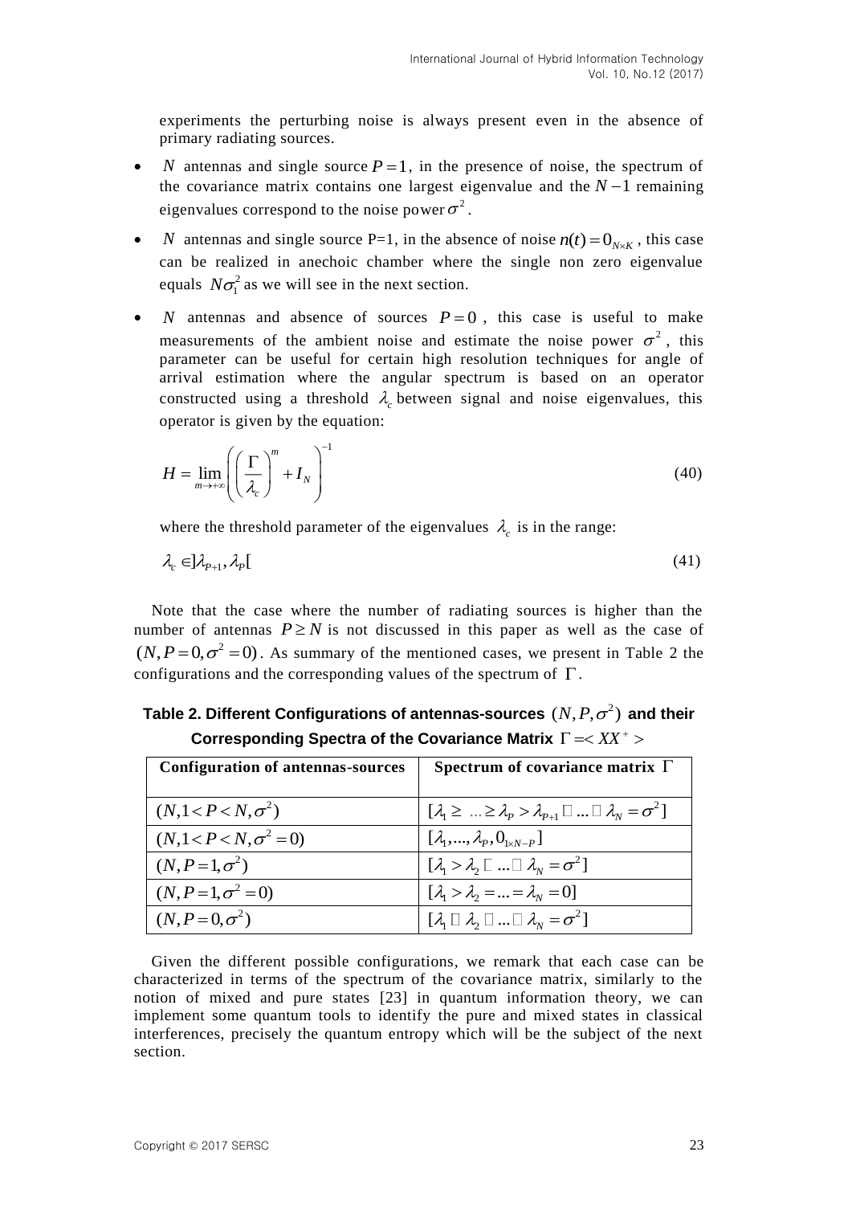experiments the perturbing noise is always present even in the absence of primary radiating sources.

- $N$ antennas and single source $P=1$, in the presence of noise, the spectrum of the covariance matrix contains one largest eigenvalue and the $N-1$ remaining eigenvalues correspond to the noise power $\sigma^2$.
- $N$ antennas and single source P=1, in the absence of noise $n(t)=0_{N\times K}$, this case can be realized in anechoic chamber where the single non zero eigenvalue equals $N\sigma_1^2$ as we will see in the next section.
- $N$ antennas and absence of sources $P=0$, this case is useful to make measurements of the ambient noise and estimate the noise power $\sigma^2$, this parameter can be useful for certain high resolution techniques for angle of arrival estimation where the angular spectrum is based on an operator constructed using a threshold $\lambda_c$ between signal and noise eigenvalues, this operator is given by the equation:

$$H = \lim_{m\to+\infty}\left(\left(\frac{\Gamma}{\lambda_c}\right)^m + I_N\right)^{-1} \tag{40}$$

where the threshold parameter of the eigenvalues $\lambda_c$ is in the range:

$$\lambda_c \in ]\lambda_{P+1}, \lambda_P[ \tag{41}$$

Note that the case where the number of radiating sources is higher than the number of antennas $P \geq N$ is not discussed in this paper as well as the case of $(N, P=0, \sigma^2=0)$. As summary of the mentioned cases, we present in Table 2 the configurations and the corresponding values of the spectrum of $\Gamma$.

**Table 2. Different Configurations of antennas-sources $(N, P, \sigma^2)$ and their Corresponding Spectra of the Covariance Matrix $\Gamma = \langle XX^+ \rangle$**

| Configuration of antennas-sources | Spectrum of covariance matrix $\Gamma$ |
|---|---|
| $(N, 1<P<N, \sigma^2)$ | $[\lambda_1 \geq \ldots \geq \lambda_P > \lambda_{P+1} \approx \ldots \approx \lambda_N = \sigma^2]$ |
| $(N, 1<P<N, \sigma^2=0)$ | $[\lambda_1, \ldots, \lambda_P, 0_{1\times N-P}]$ |
| $(N, P=1, \sigma^2)$ | $[\lambda_1 > \lambda_2 \approx \ldots \approx \lambda_N = \sigma^2]$ |
| $(N, P=1, \sigma^2=0)$ | $[\lambda_1 > \lambda_2 = \ldots = \lambda_N = 0]$ |
| $(N, P=0, \sigma^2)$ | $[\lambda_1 \approx \lambda_2 \approx \ldots \approx \lambda_N = \sigma^2]$ |

Given the different possible configurations, we remark that each case can be characterized in terms of the spectrum of the covariance matrix, similarly to the notion of mixed and pure states [23] in quantum information theory, we can implement some quantum tools to identify the pure and mixed states in classical interferences, precisely the quantum entropy which will be the subject of the next section.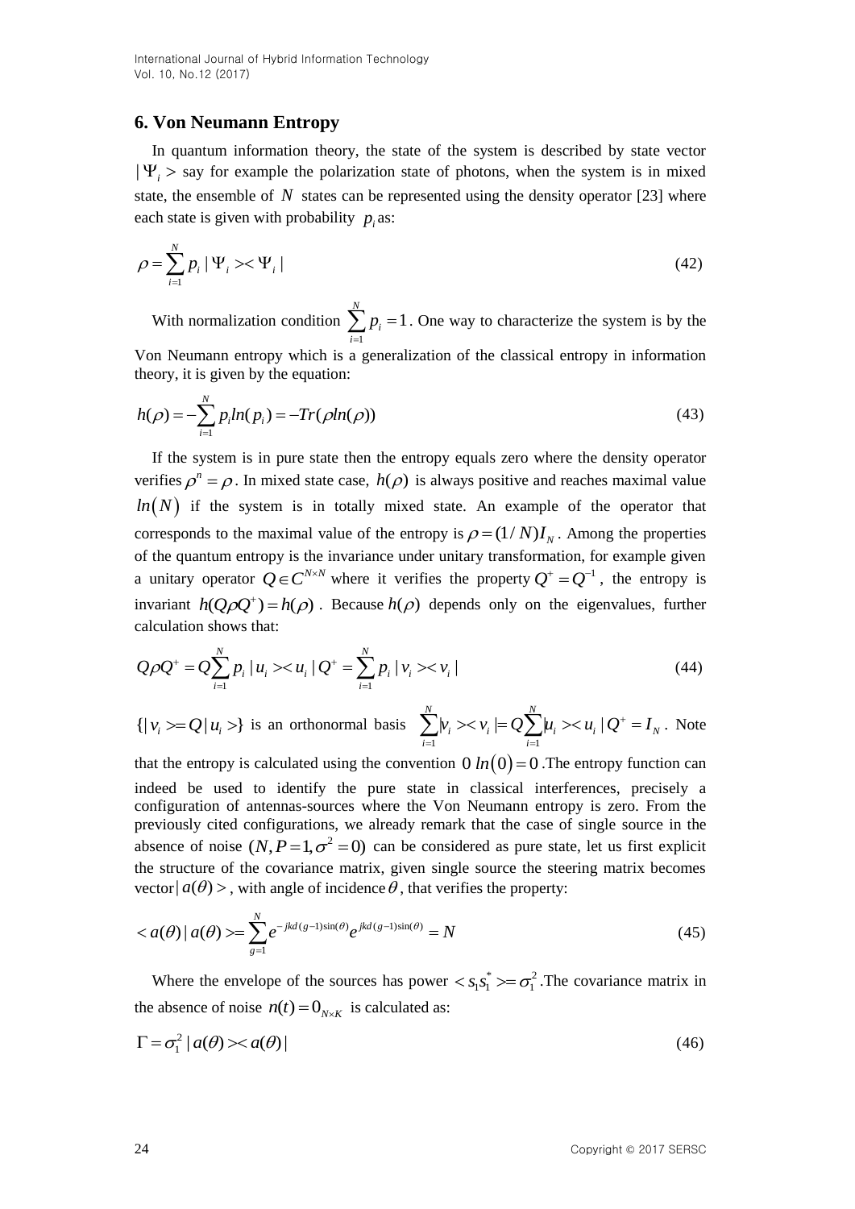## 6. Von Neumann Entropy

In quantum information theory, the state of the system is described by state vector $|\Psi_i>$ say for example the polarization state of photons, when the system is in mixed state, the ensemble of $N$ states can be represented using the density operator [23] where each state is given with probability $p_i$ as:

$$\rho = \sum_{i=1}^{N} p_i |\Psi_i><\Psi_i| \tag{42}$$

With normalization condition $\sum_{i=1}^{N} p_i = 1$. One way to characterize the system is by the Von Neumann entropy which is a generalization of the classical entropy in information theory, it is given by the equation:

$$h(\rho) = -\sum_{i=1}^{N} p_i ln(p_i) = -Tr(\rho ln(\rho)) \tag{43}$$

If the system is in pure state then the entropy equals zero where the density operator verifies $\rho^n = \rho$. In mixed state case, $h(\rho)$ is always positive and reaches maximal value $ln(N)$ if the system is in totally mixed state. An example of the operator that corresponds to the maximal value of the entropy is $\rho = (1/N)I_N$. Among the properties of the quantum entropy is the invariance under unitary transformation, for example given a unitary operator $Q \in C^{N \times N}$ where it verifies the property $Q^+ = Q^{-1}$, the entropy is invariant $h(Q\rho Q^+) = h(\rho)$. Because $h(\rho)$ depends only on the eigenvalues, further calculation shows that:

$$Q\rho Q^+ = Q\sum_{i=1}^{N} p_i |u_i><u_i| Q^+ = \sum_{i=1}^{N} p_i |v_i><v_i| \tag{44}$$

$\{|v_i> = Q|u_i>\}$ is an orthonormal basis $\sum_{i=1}^{N} |v_i><v_i| = Q\sum_{i=1}^{N} |u_i><u_i| Q^+ = I_N$. Note that the entropy is calculated using the convention $0\,ln(0) = 0$. The entropy function can indeed be used to identify the pure state in classical interferences, precisely a configuration of antennas-sources where the Von Neumann entropy is zero. From the previously cited configurations, we already remark that the case of single source in the absence of noise $(N, P = 1, \sigma^2 = 0)$ can be considered as pure state, let us first explicit the structure of the covariance matrix, given single source the steering matrix becomes vector $|a(\theta)>$, with angle of incidence $\theta$, that verifies the property:

$$<a(\theta)|a(\theta)> = \sum_{g=1}^{N} e^{-jkd(g-1)\sin(\theta)} e^{jkd(g-1)\sin(\theta)} = N \tag{45}$$

Where the envelope of the sources has power $<s_1 s_1^*> = \sigma_1^2$. The covariance matrix in the absence of noise $n(t) = 0_{N \times K}$ is calculated as:

$$\Gamma = \sigma_1^2 |a(\theta)><a(\theta)| \tag{46}$$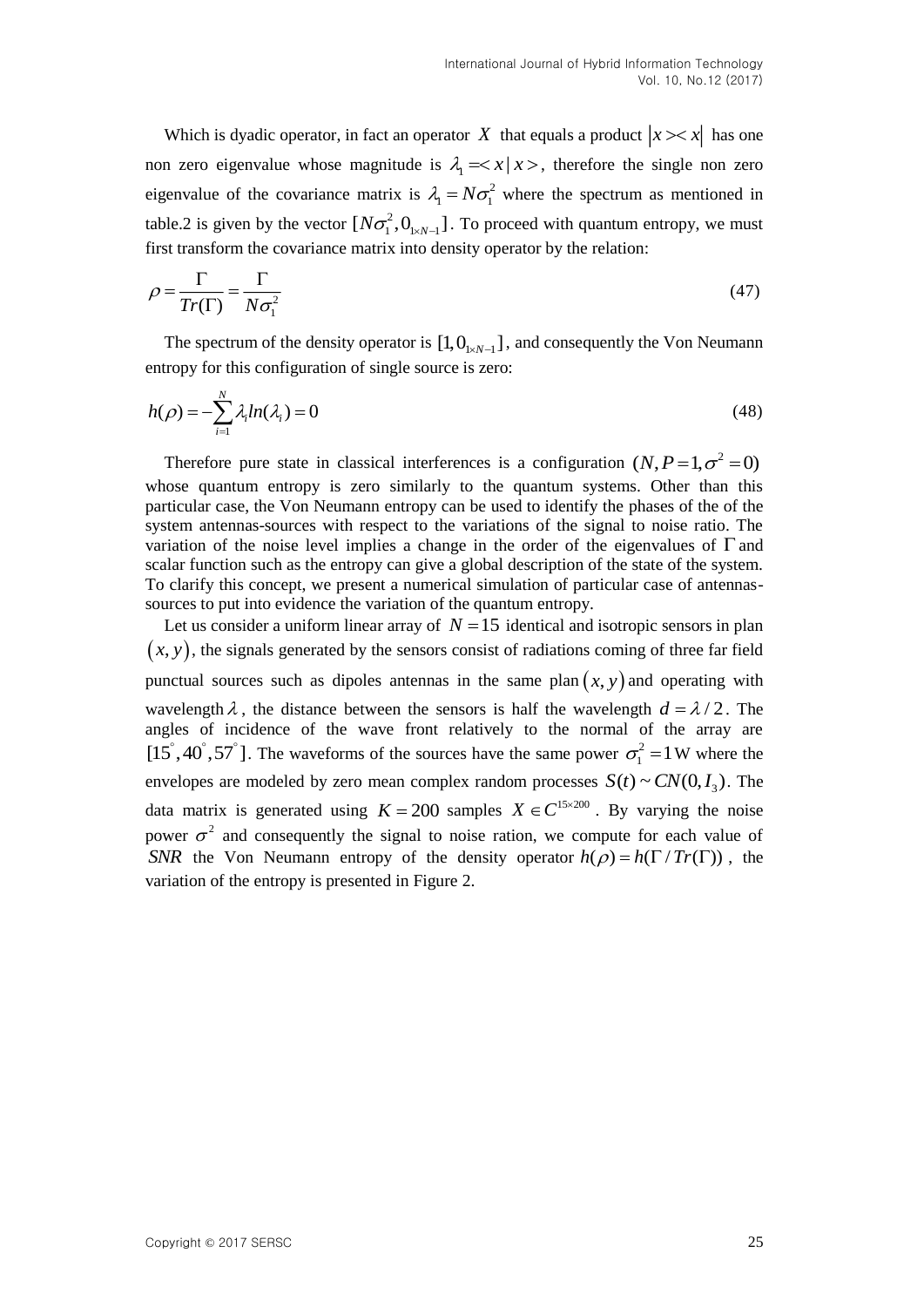Which is dyadic operator, in fact an operator $X$ that equals a product $|x><x|$ has one non zero eigenvalue whose magnitude is $\lambda_1 = <x|x>$, therefore the single non zero eigenvalue of the covariance matrix is $\lambda_1 = N\sigma_1^2$ where the spectrum as mentioned in table.2 is given by the vector $[N\sigma_1^2, 0_{1\times N-1}]$. To proceed with quantum entropy, we must first transform the covariance matrix into density operator by the relation:

$$\rho = \frac{\Gamma}{Tr(\Gamma)} = \frac{\Gamma}{N\sigma_1^2} \tag{47}$$

The spectrum of the density operator is $[1, 0_{1\times N-1}]$, and consequently the Von Neumann entropy for this configuration of single source is zero:

$$h(\rho) = -\sum_{i=1}^{N} \lambda_i ln(\lambda_i) = 0 \tag{48}$$

Therefore pure state in classical interferences is a configuration $(N, P=1, \sigma^2=0)$ whose quantum entropy is zero similarly to the quantum systems. Other than this particular case, the Von Neumann entropy can be used to identify the phases of the of the system antennas-sources with respect to the variations of the signal to noise ratio. The variation of the noise level implies a change in the order of the eigenvalues of $\Gamma$ and scalar function such as the entropy can give a global description of the state of the system. To clarify this concept, we present a numerical simulation of particular case of antennas-sources to put into evidence the variation of the quantum entropy.

Let us consider a uniform linear array of $N=15$ identical and isotropic sensors in plan $(x, y)$, the signals generated by the sensors consist of radiations coming of three far field punctual sources such as dipoles antennas in the same plan $(x, y)$ and operating with wavelength $\lambda$, the distance between the sensors is half the wavelength $d = \lambda/2$. The angles of incidence of the wave front relatively to the normal of the array are $[15^{\circ}, 40^{\circ}, 57^{\circ}]$. The waveforms of the sources have the same power $\sigma_1^2 = 1$W where the envelopes are modeled by zero mean complex random processes $S(t) \sim CN(0, I_3)$. The data matrix is generated using $K=200$ samples $X \in C^{15\times 200}$. By varying the noise power $\sigma^2$ and consequently the signal to noise ration, we compute for each value of $SNR$ the Von Neumann entropy of the density operator $h(\rho) = h(\Gamma / Tr(\Gamma))$, the variation of the entropy is presented in Figure 2.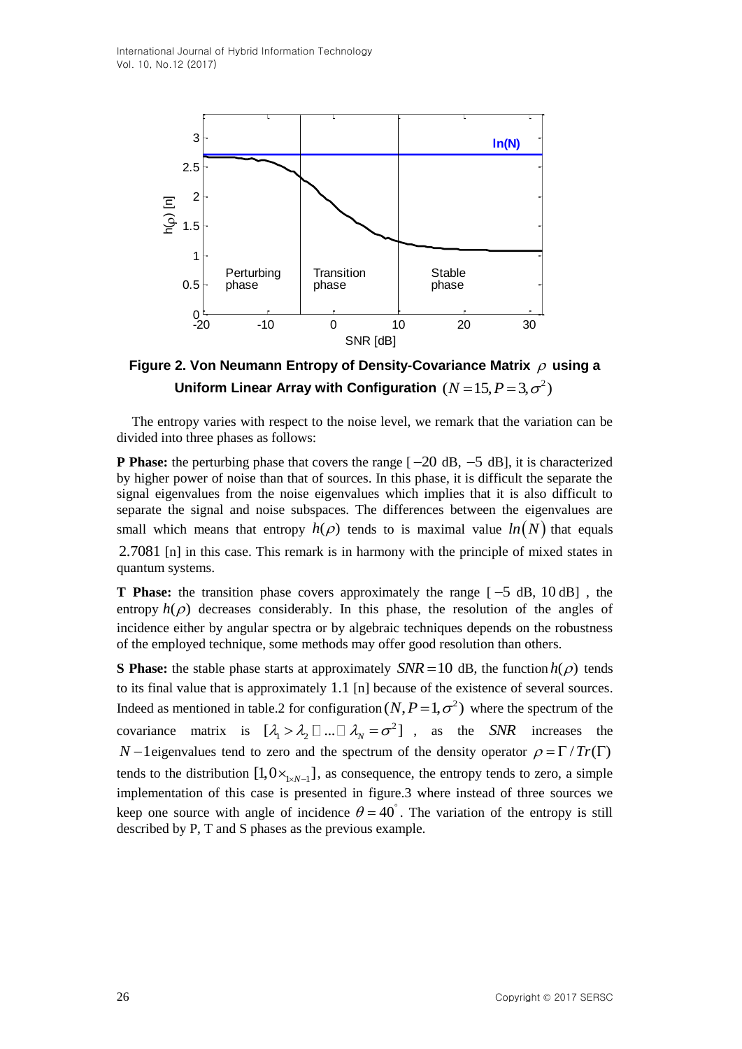**Figure 2. Von Neumann Entropy of Density-Covariance Matrix $\rho$ using a Uniform Linear Array with Configuration $(N=15, P=3, \sigma^2)$**

The entropy varies with respect to the noise level, we remark that the variation can be divided into three phases as follows:

**P Phase:** the perturbing phase that covers the range [ $-20$ dB, $-5$ dB], it is characterized by higher power of noise than that of sources. In this phase, it is difficult the separate the signal eigenvalues from the noise eigenvalues which implies that it is also difficult to separate the signal and noise subspaces. The differences between the eigenvalues are small which means that entropy $h(\rho)$ tends to is maximal value $ln(N)$ that equals $2.7081$ [n] in this case. This remark is in harmony with the principle of mixed states in quantum systems.

**T Phase:** the transition phase covers approximately the range [ $-5$ dB, $10$ dB] , the entropy $h(\rho)$ decreases considerably. In this phase, the resolution of the angles of incidence either by angular spectra or by algebraic techniques depends on the robustness of the employed technique, some methods may offer good resolution than others.

**S Phase:** the stable phase starts at approximately $SNR=10$ dB, the function $h(\rho)$ tends to its final value that is approximately $1.1$ [n] because of the existence of several sources. Indeed as mentioned in table.2 for configuration $(N, P=1, \sigma^2)$ where the spectrum of the covariance matrix is $[\lambda_1 > \lambda_2 \approx ... \approx \lambda_N = \sigma^2]$ , as the $SNR$ increases the $N-1$ eigenvalues tend to zero and the spectrum of the density operator $\rho = \Gamma / Tr(\Gamma)$ tends to the distribution $[1, 0\times_{1\times N-1}]$, as consequence, the entropy tends to zero, a simple implementation of this case is presented in figure.3 where instead of three sources we keep one source with angle of incidence $\theta = 40^{\circ}$. The variation of the entropy is still described by P, T and S phases as the previous example.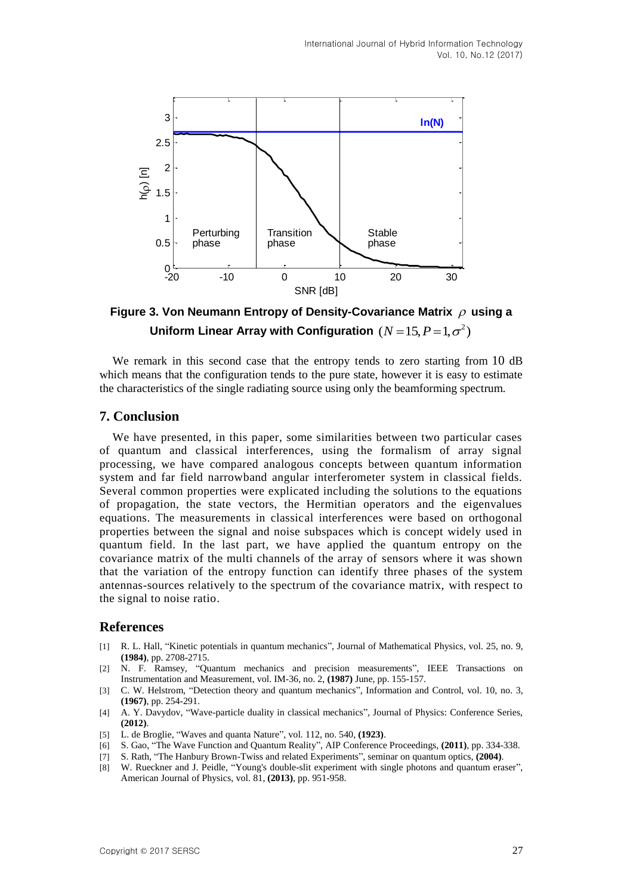Figure 3. Von Neumann Entropy of Density-Covariance Matrix $\rho$ using a Uniform Linear Array with Configuration $(N = 15, P = 1, \sigma^2)$

We remark in this second case that the entropy tends to zero starting from 10 dB which means that the configuration tends to the pure state, however it is easy to estimate the characteristics of the single radiating source using only the beamforming spectrum.

## 7. Conclusion

We have presented, in this paper, some similarities between two particular cases of quantum and classical interferences, using the formalism of array signal processing, we have compared analogous concepts between quantum information system and far field narrowband angular interferometer system in classical fields. Several common properties were explicated including the solutions to the equations of propagation, the state vectors, the Hermitian operators and the eigenvalues equations. The measurements in classical interferences were based on orthogonal properties between the signal and noise subspaces which is concept widely used in quantum field. In the last part, we have applied the quantum entropy on the covariance matrix of the multi channels of the array of sensors where it was shown that the variation of the entropy function can identify three phases of the system antennas-sources relatively to the spectrum of the covariance matrix, with respect to the signal to noise ratio.

## References

[1] R. L. Hall, "Kinetic potentials in quantum mechanics", Journal of Mathematical Physics, vol. 25, no. 9, **(1984)**, pp. 2708-2715.

[2] N. F. Ramsey, "Quantum mechanics and precision measurements", IEEE Transactions on Instrumentation and Measurement, vol. IM-36, no. 2, **(1987)** June, pp. 155-157.

[3] C. W. Helstrom, "Detection theory and quantum mechanics", Information and Control, vol. 10, no. 3, **(1967)**, pp. 254-291.

[4] A. Y. Davydov, "Wave-particle duality in classical mechanics", Journal of Physics: Conference Series, **(2012)**.

[5] L. de Broglie, "Waves and quanta Nature", vol. 112, no. 540, **(1923)**.

[6] S. Gao, "The Wave Function and Quantum Reality", AIP Conference Proceedings, **(2011)**, pp. 334-338.

[7] S. Rath, "The Hanbury Brown-Twiss and related Experiments", seminar on quantum optics, **(2004)**.

[8] W. Rueckner and J. Peidle, "Young's double-slit experiment with single photons and quantum eraser", American Journal of Physics, vol. 81, **(2013)**, pp. 951-958.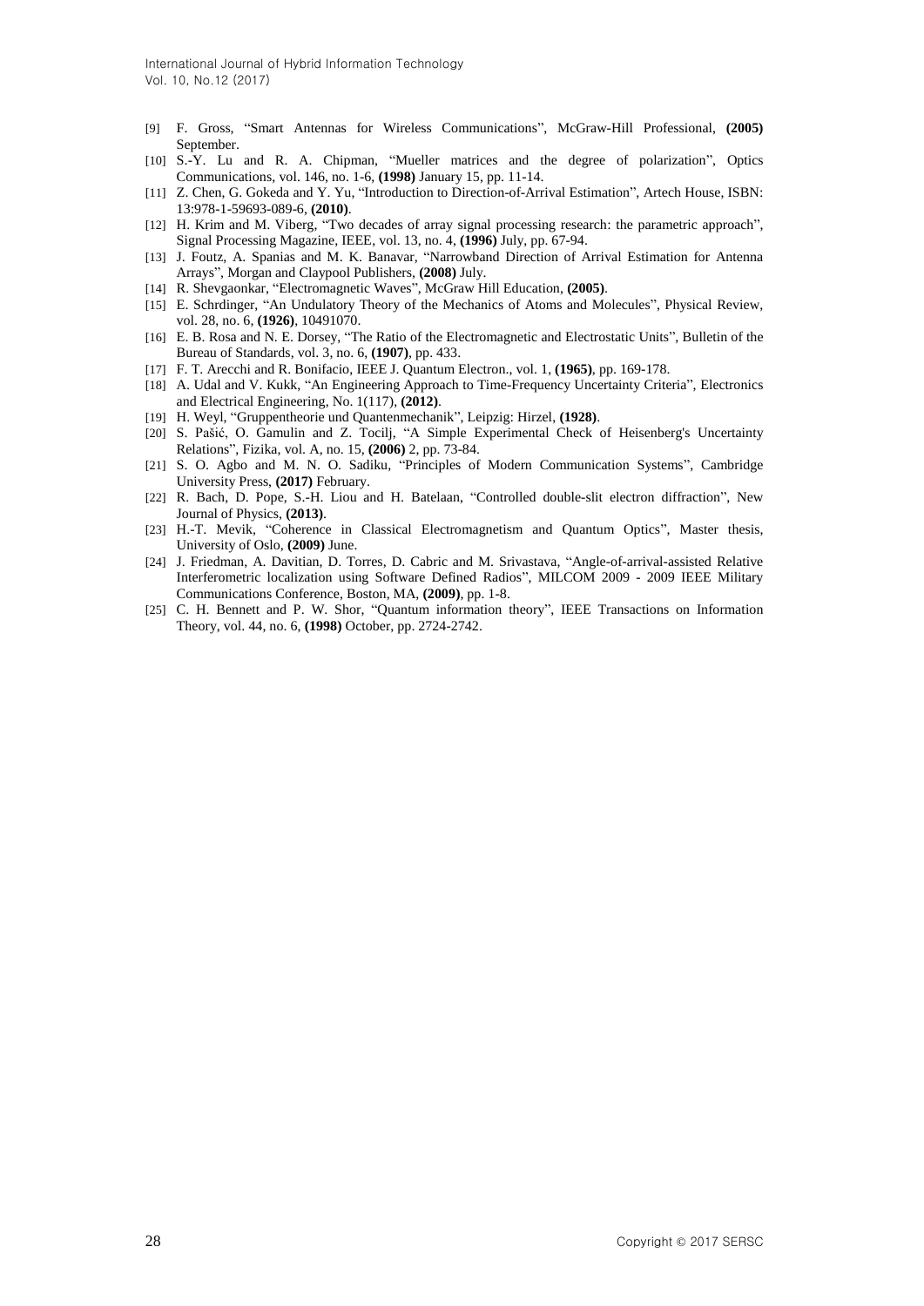[9] F. Gross, "Smart Antennas for Wireless Communications", McGraw-Hill Professional, **(2005)** September.

[10] S.-Y. Lu and R. A. Chipman, "Mueller matrices and the degree of polarization", Optics Communications, vol. 146, no. 1-6, **(1998)** January 15, pp. 11-14.

[11] Z. Chen, G. Gokeda and Y. Yu, "Introduction to Direction-of-Arrival Estimation", Artech House, ISBN: 13:978-1-59693-089-6, **(2010)**.

[12] H. Krim and M. Viberg, "Two decades of array signal processing research: the parametric approach", Signal Processing Magazine, IEEE, vol. 13, no. 4, **(1996)** July, pp. 67-94.

[13] J. Foutz, A. Spanias and M. K. Banavar, "Narrowband Direction of Arrival Estimation for Antenna Arrays", Morgan and Claypool Publishers, **(2008)** July.

[14] R. Shevgaonkar, "Electromagnetic Waves", McGraw Hill Education, **(2005)**.

[15] E. Schrdinger, "An Undulatory Theory of the Mechanics of Atoms and Molecules", Physical Review, vol. 28, no. 6, **(1926)**, 10491070.

[16] E. B. Rosa and N. E. Dorsey, "The Ratio of the Electromagnetic and Electrostatic Units", Bulletin of the Bureau of Standards, vol. 3, no. 6, **(1907)**, pp. 433.

[17] F. T. Arecchi and R. Bonifacio, IEEE J. Quantum Electron., vol. 1, **(1965)**, pp. 169-178.

[18] A. Udal and V. Kukk, "An Engineering Approach to Time-Frequency Uncertainty Criteria", Electronics and Electrical Engineering, No. 1(117), **(2012)**.

[19] H. Weyl, "Gruppentheorie und Quantenmechanik", Leipzig: Hirzel, **(1928)**.

[20] S. Pašić, O. Gamulin and Z. Tocilj, "A Simple Experimental Check of Heisenberg's Uncertainty Relations", Fizika, vol. A, no. 15, **(2006)** 2, pp. 73-84.

[21] S. O. Agbo and M. N. O. Sadiku, "Principles of Modern Communication Systems", Cambridge University Press, **(2017)** February.

[22] R. Bach, D. Pope, S.-H. Liou and H. Batelaan, "Controlled double-slit electron diffraction", New Journal of Physics, **(2013)**.

[23] H.-T. Mevik, "Coherence in Classical Electromagnetism and Quantum Optics", Master thesis, University of Oslo, **(2009)** June.

[24] J. Friedman, A. Davitian, D. Torres, D. Cabric and M. Srivastava, "Angle-of-arrival-assisted Relative Interferometric localization using Software Defined Radios", MILCOM 2009 - 2009 IEEE Military Communications Conference, Boston, MA, **(2009)**, pp. 1-8.

[25] C. H. Bennett and P. W. Shor, "Quantum information theory", IEEE Transactions on Information Theory, vol. 44, no. 6, **(1998)** October, pp. 2724-2742.